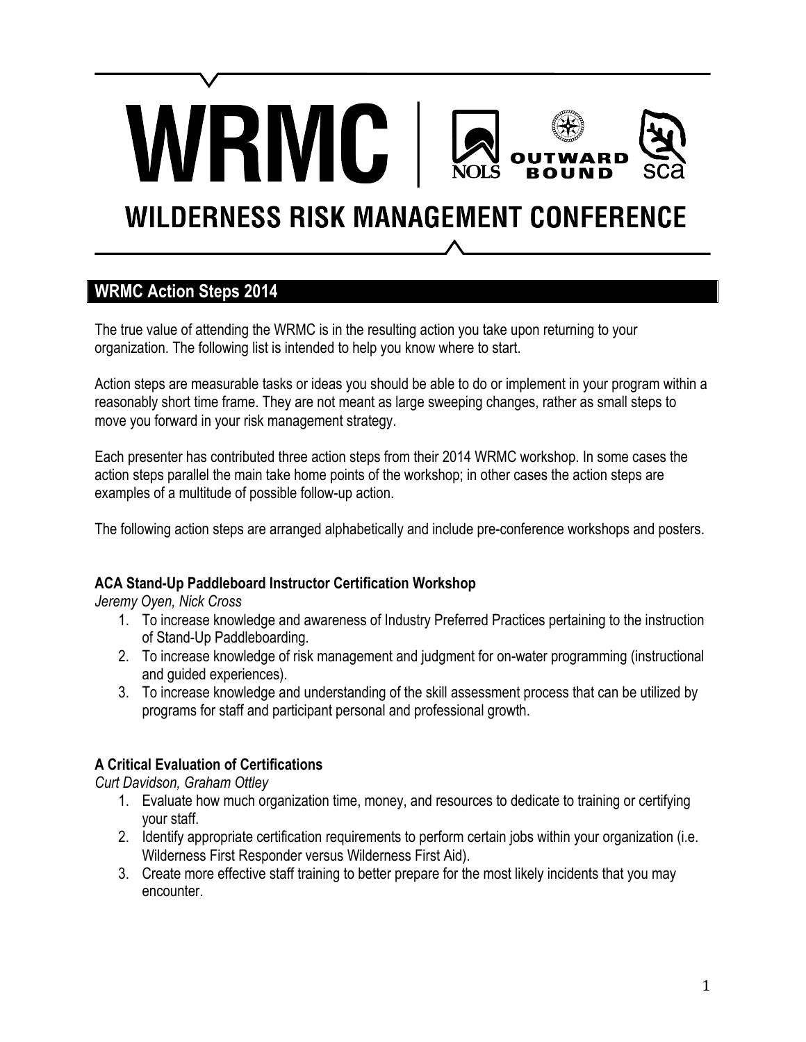# WRMC

NOLS | OUTWARD BOUND | sca

## WILDERNESS RISK MANAGEMENT CONFERENCE

## WRMC Action Steps 2014

The true value of attending the WRMC is in the resulting action you take upon returning to your organization. The following list is intended to help you know where to start.

Action steps are measurable tasks or ideas you should be able to do or implement in your program within a reasonably short time frame. They are not meant as large sweeping changes, rather as small steps to move you forward in your risk management strategy.

Each presenter has contributed three action steps from their 2014 WRMC workshop. In some cases the action steps parallel the main take home points of the workshop; in other cases the action steps are examples of a multitude of possible follow-up action.

The following action steps are arranged alphabetically and include pre-conference workshops and posters.

**ACA Stand-Up Paddleboard Instructor Certification Workshop**
*Jeremy Oyen, Nick Cross*

1. To increase knowledge and awareness of Industry Preferred Practices pertaining to the instruction of Stand-Up Paddleboarding.
2. To increase knowledge of risk management and judgment for on-water programming (instructional and guided experiences).
3. To increase knowledge and understanding of the skill assessment process that can be utilized by programs for staff and participant personal and professional growth.

**A Critical Evaluation of Certifications**
*Curt Davidson, Graham Ottley*

1. Evaluate how much organization time, money, and resources to dedicate to training or certifying your staff.
2. Identify appropriate certification requirements to perform certain jobs within your organization (i.e. Wilderness First Responder versus Wilderness First Aid).
3. Create more effective staff training to better prepare for the most likely incidents that you may encounter.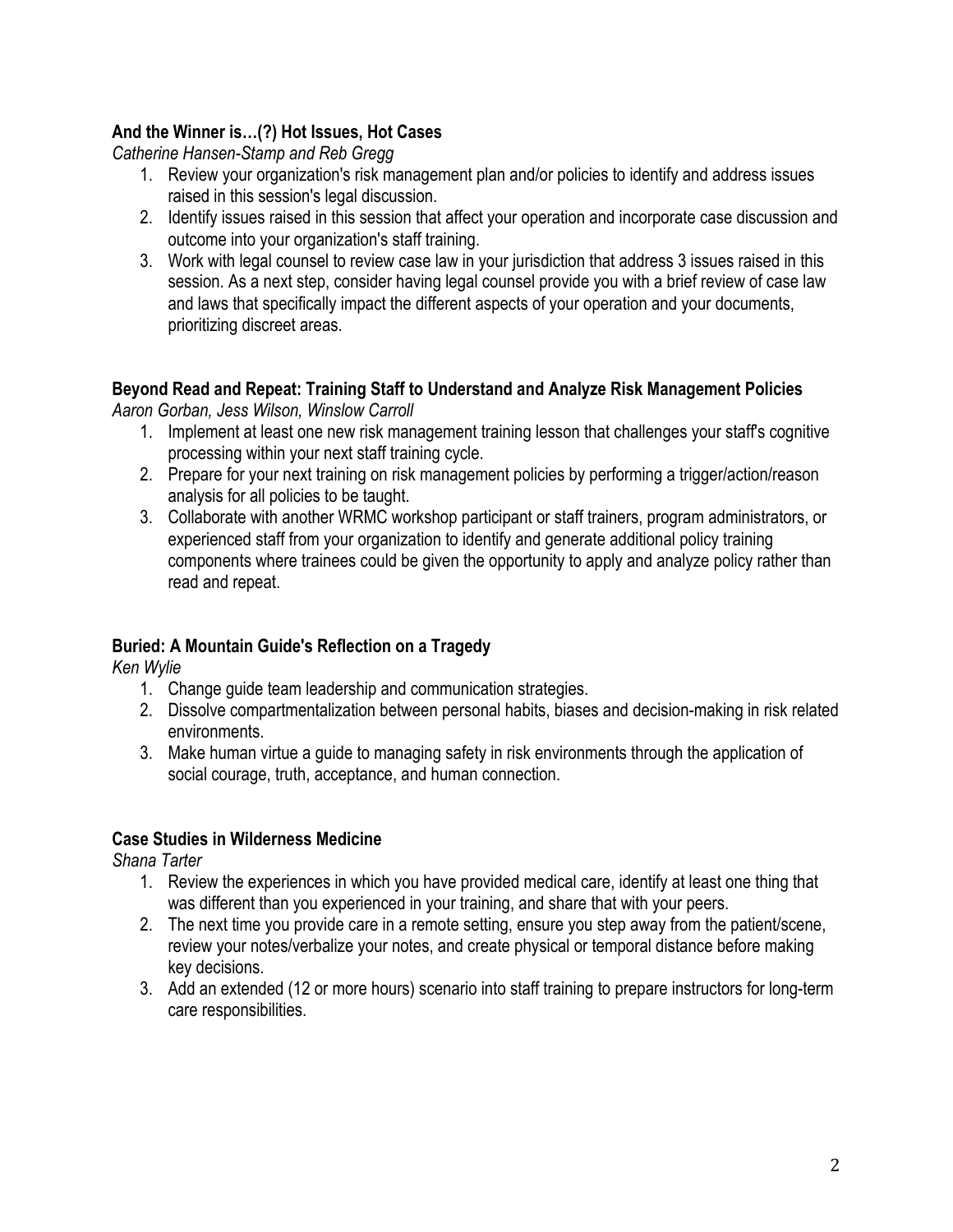**And the Winner is…(?) Hot Issues, Hot Cases**

*Catherine Hansen-Stamp and Reb Gregg*

1. Review your organization's risk management plan and/or policies to identify and address issues raised in this session's legal discussion.
2. Identify issues raised in this session that affect your operation and incorporate case discussion and outcome into your organization's staff training.
3. Work with legal counsel to review case law in your jurisdiction that address 3 issues raised in this session. As a next step, consider having legal counsel provide you with a brief review of case law and laws that specifically impact the different aspects of your operation and your documents, prioritizing discreet areas.

**Beyond Read and Repeat: Training Staff to Understand and Analyze Risk Management Policies**

*Aaron Gorban, Jess Wilson, Winslow Carroll*

1. Implement at least one new risk management training lesson that challenges your staff's cognitive processing within your next staff training cycle.
2. Prepare for your next training on risk management policies by performing a trigger/action/reason analysis for all policies to be taught.
3. Collaborate with another WRMC workshop participant or staff trainers, program administrators, or experienced staff from your organization to identify and generate additional policy training components where trainees could be given the opportunity to apply and analyze policy rather than read and repeat.

**Buried: A Mountain Guide's Reflection on a Tragedy**

*Ken Wylie*

1. Change guide team leadership and communication strategies.
2. Dissolve compartmentalization between personal habits, biases and decision-making in risk related environments.
3. Make human virtue a guide to managing safety in risk environments through the application of social courage, truth, acceptance, and human connection.

**Case Studies in Wilderness Medicine**

*Shana Tarter*

1. Review the experiences in which you have provided medical care, identify at least one thing that was different than you experienced in your training, and share that with your peers.
2. The next time you provide care in a remote setting, ensure you step away from the patient/scene, review your notes/verbalize your notes, and create physical or temporal distance before making key decisions.
3. Add an extended (12 or more hours) scenario into staff training to prepare instructors for long-term care responsibilities.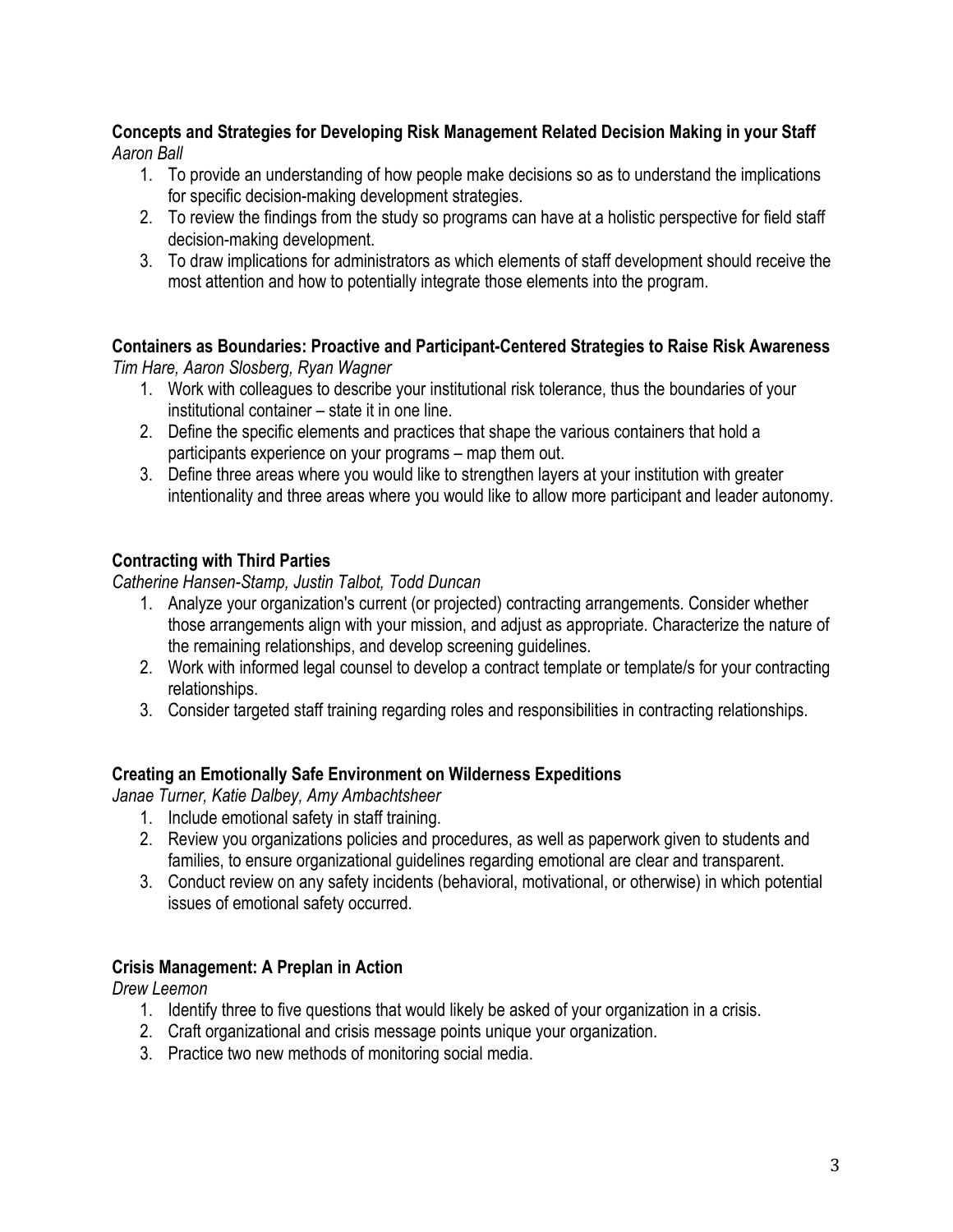**Concepts and Strategies for Developing Risk Management Related Decision Making in your Staff**
*Aaron Ball*

1. To provide an understanding of how people make decisions so as to understand the implications for specific decision-making development strategies.
2. To review the findings from the study so programs can have at a holistic perspective for field staff decision-making development.
3. To draw implications for administrators as which elements of staff development should receive the most attention and how to potentially integrate those elements into the program.

**Containers as Boundaries: Proactive and Participant-Centered Strategies to Raise Risk Awareness**
*Tim Hare, Aaron Slosberg, Ryan Wagner*

1. Work with colleagues to describe your institutional risk tolerance, thus the boundaries of your institutional container – state it in one line.
2. Define the specific elements and practices that shape the various containers that hold a participants experience on your programs – map them out.
3. Define three areas where you would like to strengthen layers at your institution with greater intentionality and three areas where you would like to allow more participant and leader autonomy.

**Contracting with Third Parties**
*Catherine Hansen-Stamp, Justin Talbot, Todd Duncan*

1. Analyze your organization's current (or projected) contracting arrangements. Consider whether those arrangements align with your mission, and adjust as appropriate. Characterize the nature of the remaining relationships, and develop screening guidelines.
2. Work with informed legal counsel to develop a contract template or template/s for your contracting relationships.
3. Consider targeted staff training regarding roles and responsibilities in contracting relationships.

**Creating an Emotionally Safe Environment on Wilderness Expeditions**
*Janae Turner, Katie Dalbey, Amy Ambachtsheer*

1. Include emotional safety in staff training.
2. Review you organizations policies and procedures, as well as paperwork given to students and families, to ensure organizational guidelines regarding emotional are clear and transparent.
3. Conduct review on any safety incidents (behavioral, motivational, or otherwise) in which potential issues of emotional safety occurred.

**Crisis Management: A Preplan in Action**
*Drew Leemon*

1. Identify three to five questions that would likely be asked of your organization in a crisis.
2. Craft organizational and crisis message points unique your organization.
3. Practice two new methods of monitoring social media.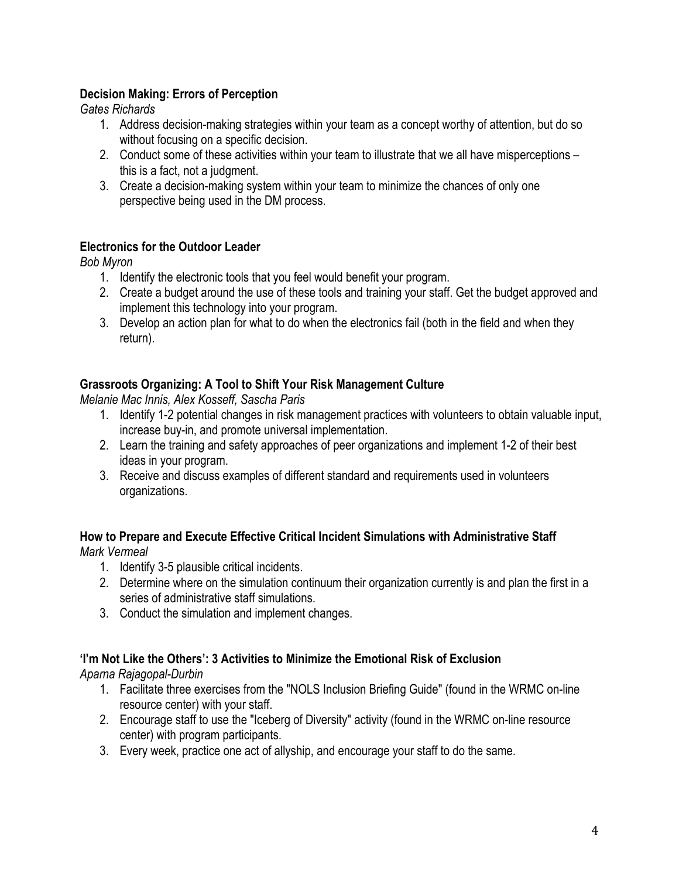**Decision Making: Errors of Perception**

*Gates Richards*

1. Address decision-making strategies within your team as a concept worthy of attention, but do so without focusing on a specific decision.
2. Conduct some of these activities within your team to illustrate that we all have misperceptions – this is a fact, not a judgment.
3. Create a decision-making system within your team to minimize the chances of only one perspective being used in the DM process.

**Electronics for the Outdoor Leader**

*Bob Myron*

1. Identify the electronic tools that you feel would benefit your program.
2. Create a budget around the use of these tools and training your staff. Get the budget approved and implement this technology into your program.
3. Develop an action plan for what to do when the electronics fail (both in the field and when they return).

**Grassroots Organizing: A Tool to Shift Your Risk Management Culture**

*Melanie Mac Innis, Alex Kosseff, Sascha Paris*

1. Identify 1-2 potential changes in risk management practices with volunteers to obtain valuable input, increase buy-in, and promote universal implementation.
2. Learn the training and safety approaches of peer organizations and implement 1-2 of their best ideas in your program.
3. Receive and discuss examples of different standard and requirements used in volunteers organizations.

**How to Prepare and Execute Effective Critical Incident Simulations with Administrative Staff**

*Mark Vermeal*

1. Identify 3-5 plausible critical incidents.
2. Determine where on the simulation continuum their organization currently is and plan the first in a series of administrative staff simulations.
3. Conduct the simulation and implement changes.

**'I'm Not Like the Others': 3 Activities to Minimize the Emotional Risk of Exclusion**

*Aparna Rajagopal-Durbin*

1. Facilitate three exercises from the "NOLS Inclusion Briefing Guide" (found in the WRMC on-line resource center) with your staff.
2. Encourage staff to use the "Iceberg of Diversity" activity (found in the WRMC on-line resource center) with program participants.
3. Every week, practice one act of allyship, and encourage your staff to do the same.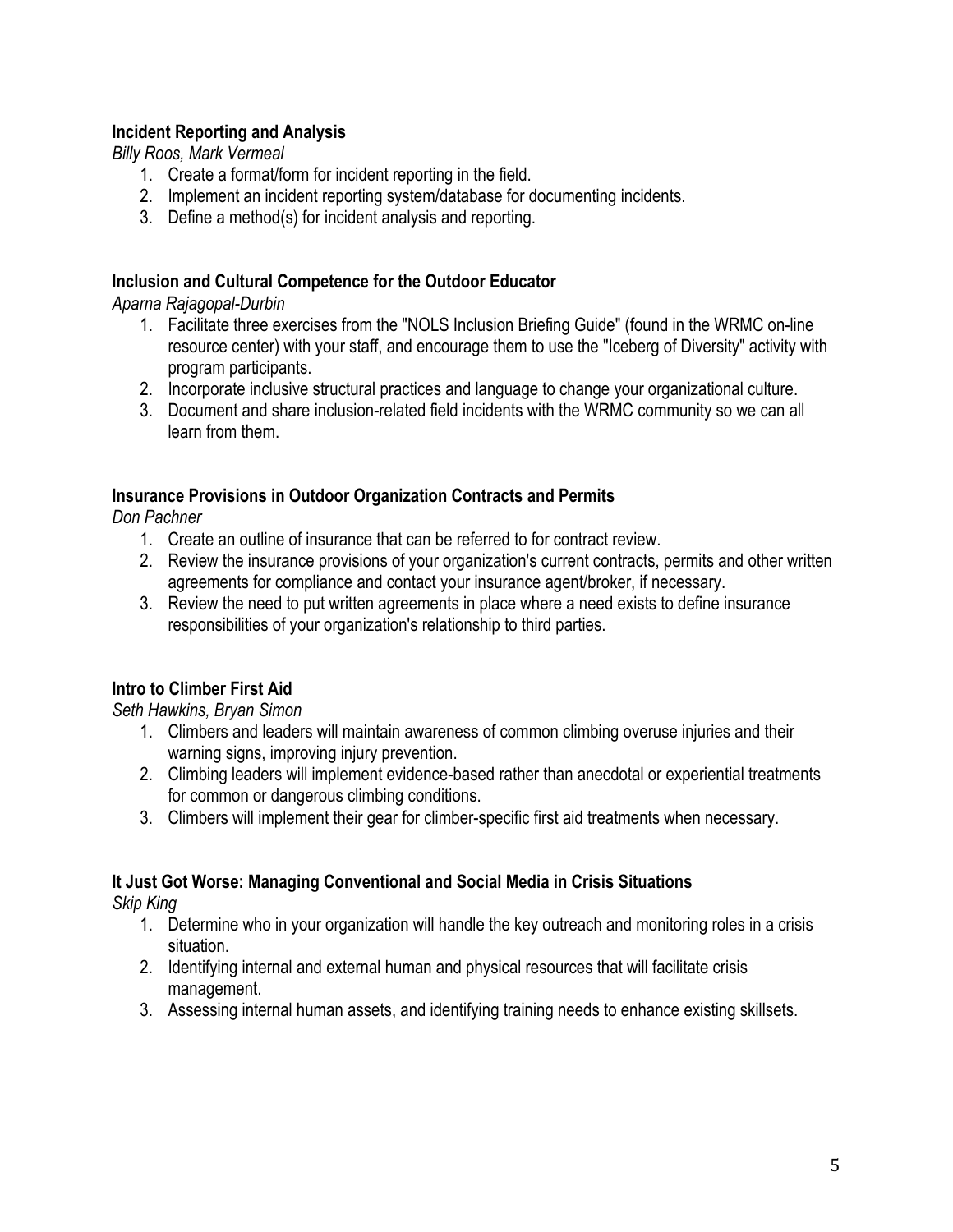**Incident Reporting and Analysis**

*Billy Roos, Mark Vermeal*

1. Create a format/form for incident reporting in the field.
2. Implement an incident reporting system/database for documenting incidents.
3. Define a method(s) for incident analysis and reporting.

**Inclusion and Cultural Competence for the Outdoor Educator**

*Aparna Rajagopal-Durbin*

1. Facilitate three exercises from the "NOLS Inclusion Briefing Guide" (found in the WRMC on-line resource center) with your staff, and encourage them to use the "Iceberg of Diversity" activity with program participants.
2. Incorporate inclusive structural practices and language to change your organizational culture.
3. Document and share inclusion-related field incidents with the WRMC community so we can all learn from them.

**Insurance Provisions in Outdoor Organization Contracts and Permits**

*Don Pachner*

1. Create an outline of insurance that can be referred to for contract review.
2. Review the insurance provisions of your organization's current contracts, permits and other written agreements for compliance and contact your insurance agent/broker, if necessary.
3. Review the need to put written agreements in place where a need exists to define insurance responsibilities of your organization's relationship to third parties.

**Intro to Climber First Aid**

*Seth Hawkins, Bryan Simon*

1. Climbers and leaders will maintain awareness of common climbing overuse injuries and their warning signs, improving injury prevention.
2. Climbing leaders will implement evidence-based rather than anecdotal or experiential treatments for common or dangerous climbing conditions.
3. Climbers will implement their gear for climber-specific first aid treatments when necessary.

**It Just Got Worse: Managing Conventional and Social Media in Crisis Situations**

*Skip King*

1. Determine who in your organization will handle the key outreach and monitoring roles in a crisis situation.
2. Identifying internal and external human and physical resources that will facilitate crisis management.
3. Assessing internal human assets, and identifying training needs to enhance existing skillsets.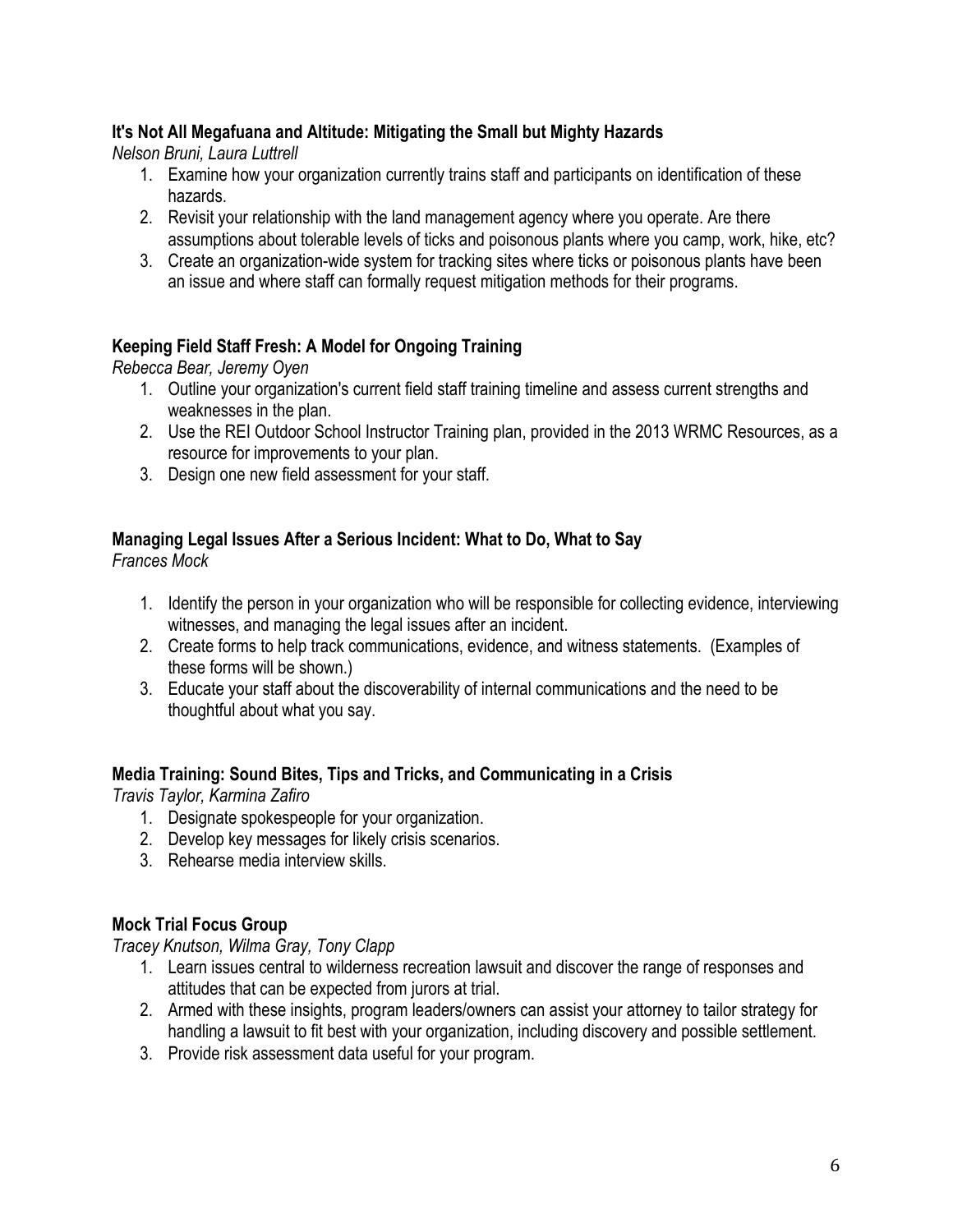**It's Not All Megafuana and Altitude: Mitigating the Small but Mighty Hazards**

*Nelson Bruni, Laura Luttrell*

1. Examine how your organization currently trains staff and participants on identification of these hazards.
2. Revisit your relationship with the land management agency where you operate. Are there assumptions about tolerable levels of ticks and poisonous plants where you camp, work, hike, etc?
3. Create an organization-wide system for tracking sites where ticks or poisonous plants have been an issue and where staff can formally request mitigation methods for their programs.

**Keeping Field Staff Fresh: A Model for Ongoing Training**

*Rebecca Bear, Jeremy Oyen*

1. Outline your organization's current field staff training timeline and assess current strengths and weaknesses in the plan.
2. Use the REI Outdoor School Instructor Training plan, provided in the 2013 WRMC Resources, as a resource for improvements to your plan.
3. Design one new field assessment for your staff.

**Managing Legal Issues After a Serious Incident: What to Do, What to Say**

*Frances Mock*

1. Identify the person in your organization who will be responsible for collecting evidence, interviewing witnesses, and managing the legal issues after an incident.
2. Create forms to help track communications, evidence, and witness statements. (Examples of these forms will be shown.)
3. Educate your staff about the discoverability of internal communications and the need to be thoughtful about what you say.

**Media Training: Sound Bites, Tips and Tricks, and Communicating in a Crisis**

*Travis Taylor, Karmina Zafiro*

1. Designate spokespeople for your organization.
2. Develop key messages for likely crisis scenarios.
3. Rehearse media interview skills.

**Mock Trial Focus Group**

*Tracey Knutson, Wilma Gray, Tony Clapp*

1. Learn issues central to wilderness recreation lawsuit and discover the range of responses and attitudes that can be expected from jurors at trial.
2. Armed with these insights, program leaders/owners can assist your attorney to tailor strategy for handling a lawsuit to fit best with your organization, including discovery and possible settlement.
3. Provide risk assessment data useful for your program.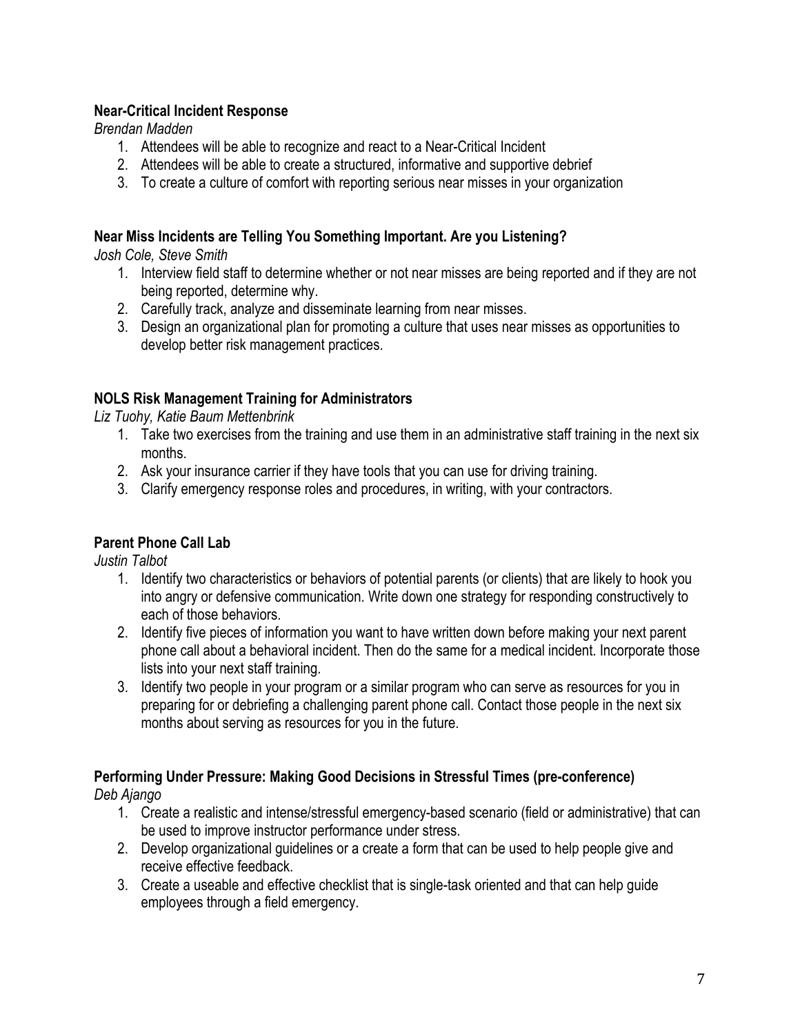**Near-Critical Incident Response**
*Brendan Madden*

1. Attendees will be able to recognize and react to a Near-Critical Incident
2. Attendees will be able to create a structured, informative and supportive debrief
3. To create a culture of comfort with reporting serious near misses in your organization

**Near Miss Incidents are Telling You Something Important. Are you Listening?**
*Josh Cole, Steve Smith*

1. Interview field staff to determine whether or not near misses are being reported and if they are not being reported, determine why.
2. Carefully track, analyze and disseminate learning from near misses.
3. Design an organizational plan for promoting a culture that uses near misses as opportunities to develop better risk management practices.

**NOLS Risk Management Training for Administrators**
*Liz Tuohy, Katie Baum Mettenbrink*

1. Take two exercises from the training and use them in an administrative staff training in the next six months.
2. Ask your insurance carrier if they have tools that you can use for driving training.
3. Clarify emergency response roles and procedures, in writing, with your contractors.

**Parent Phone Call Lab**
*Justin Talbot*

1. Identify two characteristics or behaviors of potential parents (or clients) that are likely to hook you into angry or defensive communication. Write down one strategy for responding constructively to each of those behaviors.
2. Identify five pieces of information you want to have written down before making your next parent phone call about a behavioral incident. Then do the same for a medical incident. Incorporate those lists into your next staff training.
3. Identify two people in your program or a similar program who can serve as resources for you in preparing for or debriefing a challenging parent phone call. Contact those people in the next six months about serving as resources for you in the future.

**Performing Under Pressure: Making Good Decisions in Stressful Times (pre-conference)**
*Deb Ajango*

1. Create a realistic and intense/stressful emergency-based scenario (field or administrative) that can be used to improve instructor performance under stress.
2. Develop organizational guidelines or a create a form that can be used to help people give and receive effective feedback.
3. Create a useable and effective checklist that is single-task oriented and that can help guide employees through a field emergency.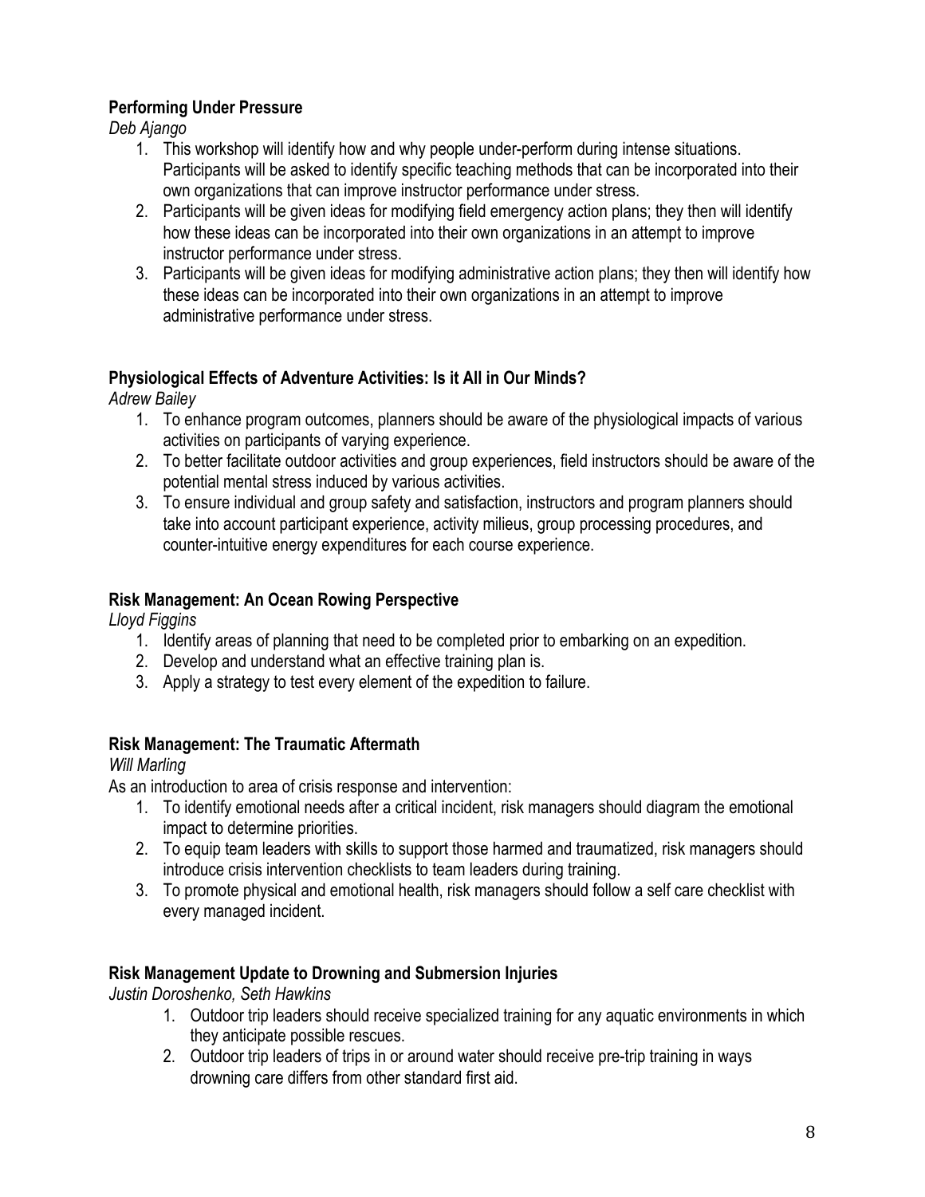**Performing Under Pressure**

*Deb Ajango*

1. This workshop will identify how and why people under-perform during intense situations. Participants will be asked to identify specific teaching methods that can be incorporated into their own organizations that can improve instructor performance under stress.
2. Participants will be given ideas for modifying field emergency action plans; they then will identify how these ideas can be incorporated into their own organizations in an attempt to improve instructor performance under stress.
3. Participants will be given ideas for modifying administrative action plans; they then will identify how these ideas can be incorporated into their own organizations in an attempt to improve administrative performance under stress.

**Physiological Effects of Adventure Activities: Is it All in Our Minds?**

*Adrew Bailey*

1. To enhance program outcomes, planners should be aware of the physiological impacts of various activities on participants of varying experience.
2. To better facilitate outdoor activities and group experiences, field instructors should be aware of the potential mental stress induced by various activities.
3. To ensure individual and group safety and satisfaction, instructors and program planners should take into account participant experience, activity milieus, group processing procedures, and counter-intuitive energy expenditures for each course experience.

**Risk Management: An Ocean Rowing Perspective**

*Lloyd Figgins*

1. Identify areas of planning that need to be completed prior to embarking on an expedition.
2. Develop and understand what an effective training plan is.
3. Apply a strategy to test every element of the expedition to failure.

**Risk Management: The Traumatic Aftermath**

*Will Marling*

As an introduction to area of crisis response and intervention:

1. To identify emotional needs after a critical incident, risk managers should diagram the emotional impact to determine priorities.
2. To equip team leaders with skills to support those harmed and traumatized, risk managers should introduce crisis intervention checklists to team leaders during training.
3. To promote physical and emotional health, risk managers should follow a self care checklist with every managed incident.

**Risk Management Update to Drowning and Submersion Injuries**

*Justin Doroshenko, Seth Hawkins*

1. Outdoor trip leaders should receive specialized training for any aquatic environments in which they anticipate possible rescues.
2. Outdoor trip leaders of trips in or around water should receive pre-trip training in ways drowning care differs from other standard first aid.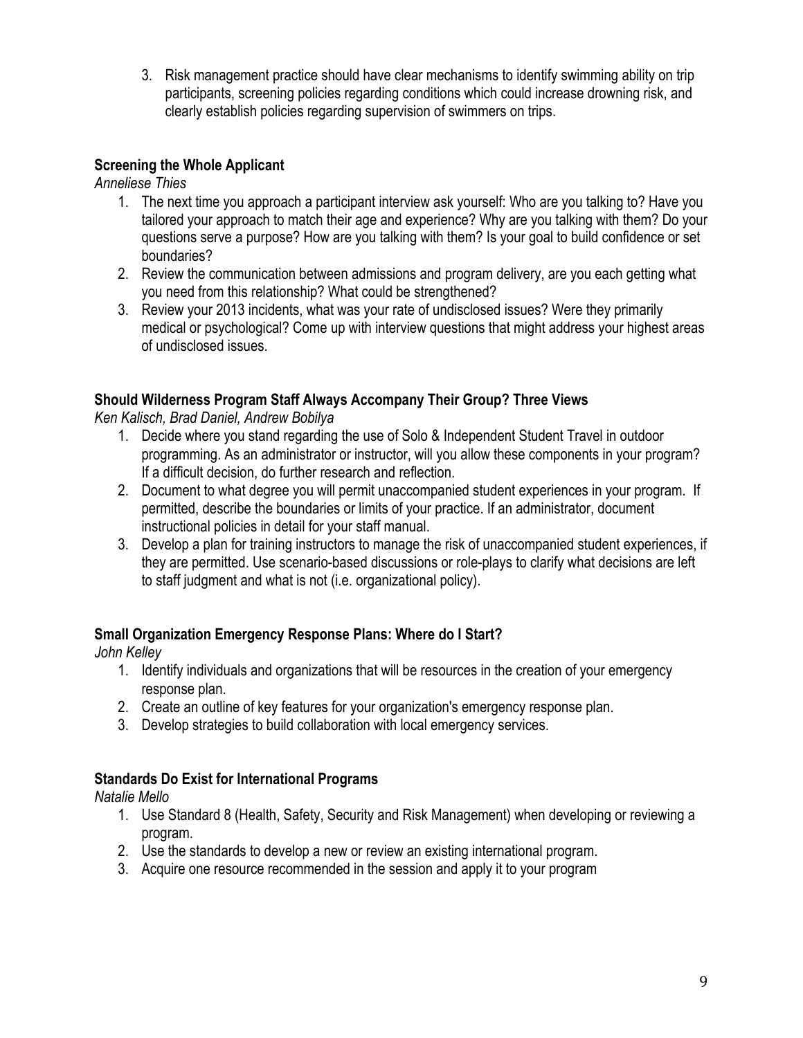3. Risk management practice should have clear mechanisms to identify swimming ability on trip participants, screening policies regarding conditions which could increase drowning risk, and clearly establish policies regarding supervision of swimmers on trips.

**Screening the Whole Applicant**

*Anneliese Thies*

1. The next time you approach a participant interview ask yourself: Who are you talking to? Have you tailored your approach to match their age and experience? Why are you talking with them? Do your questions serve a purpose? How are you talking with them? Is your goal to build confidence or set boundaries?
2. Review the communication between admissions and program delivery, are you each getting what you need from this relationship? What could be strengthened?
3. Review your 2013 incidents, what was your rate of undisclosed issues? Were they primarily medical or psychological? Come up with interview questions that might address your highest areas of undisclosed issues.

**Should Wilderness Program Staff Always Accompany Their Group? Three Views**

*Ken Kalisch, Brad Daniel, Andrew Bobilya*

1. Decide where you stand regarding the use of Solo & Independent Student Travel in outdoor programming. As an administrator or instructor, will you allow these components in your program? If a difficult decision, do further research and reflection.
2. Document to what degree you will permit unaccompanied student experiences in your program. If permitted, describe the boundaries or limits of your practice. If an administrator, document instructional policies in detail for your staff manual.
3. Develop a plan for training instructors to manage the risk of unaccompanied student experiences, if they are permitted. Use scenario-based discussions or role-plays to clarify what decisions are left to staff judgment and what is not (i.e. organizational policy).

**Small Organization Emergency Response Plans: Where do I Start?**

*John Kelley*

1. Identify individuals and organizations that will be resources in the creation of your emergency response plan.
2. Create an outline of key features for your organization's emergency response plan.
3. Develop strategies to build collaboration with local emergency services.

**Standards Do Exist for International Programs**

*Natalie Mello*

1. Use Standard 8 (Health, Safety, Security and Risk Management) when developing or reviewing a program.
2. Use the standards to develop a new or review an existing international program.
3. Acquire one resource recommended in the session and apply it to your program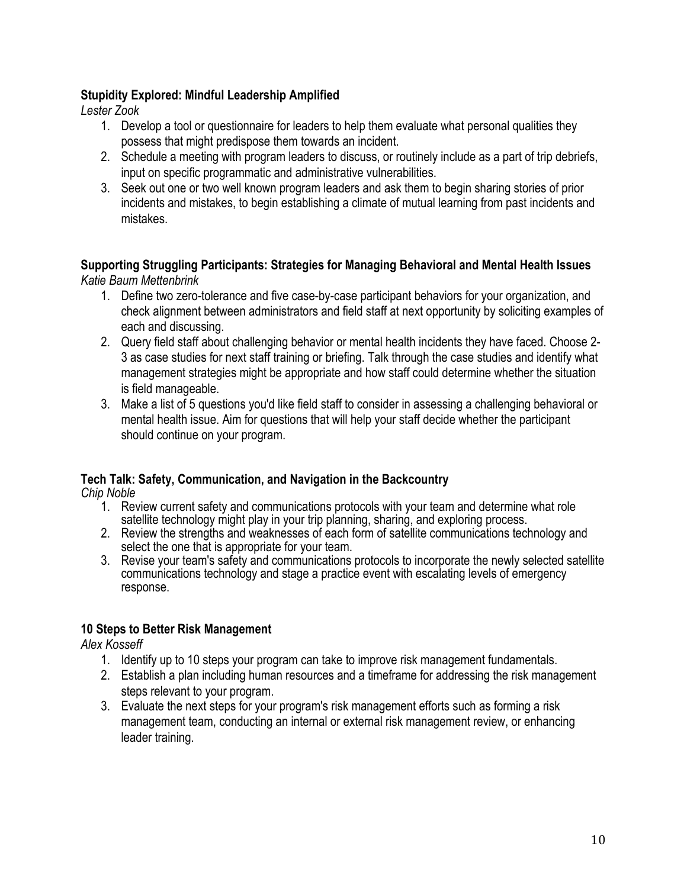**Stupidity Explored: Mindful Leadership Amplified**

*Lester Zook*

1. Develop a tool or questionnaire for leaders to help them evaluate what personal qualities they possess that might predispose them towards an incident.
2. Schedule a meeting with program leaders to discuss, or routinely include as a part of trip debriefs, input on specific programmatic and administrative vulnerabilities.
3. Seek out one or two well known program leaders and ask them to begin sharing stories of prior incidents and mistakes, to begin establishing a climate of mutual learning from past incidents and mistakes.

**Supporting Struggling Participants: Strategies for Managing Behavioral and Mental Health Issues**

*Katie Baum Mettenbrink*

1. Define two zero-tolerance and five case-by-case participant behaviors for your organization, and check alignment between administrators and field staff at next opportunity by soliciting examples of each and discussing.
2. Query field staff about challenging behavior or mental health incidents they have faced. Choose 2-3 as case studies for next staff training or briefing. Talk through the case studies and identify what management strategies might be appropriate and how staff could determine whether the situation is field manageable.
3. Make a list of 5 questions you'd like field staff to consider in assessing a challenging behavioral or mental health issue. Aim for questions that will help your staff decide whether the participant should continue on your program.

**Tech Talk: Safety, Communication, and Navigation in the Backcountry**

*Chip Noble*

1. Review current safety and communications protocols with your team and determine what role satellite technology might play in your trip planning, sharing, and exploring process.
2. Review the strengths and weaknesses of each form of satellite communications technology and select the one that is appropriate for your team.
3. Revise your team's safety and communications protocols to incorporate the newly selected satellite communications technology and stage a practice event with escalating levels of emergency response.

**10 Steps to Better Risk Management**

*Alex Kosseff*

1. Identify up to 10 steps your program can take to improve risk management fundamentals.
2. Establish a plan including human resources and a timeframe for addressing the risk management steps relevant to your program.
3. Evaluate the next steps for your program's risk management efforts such as forming a risk management team, conducting an internal or external risk management review, or enhancing leader training.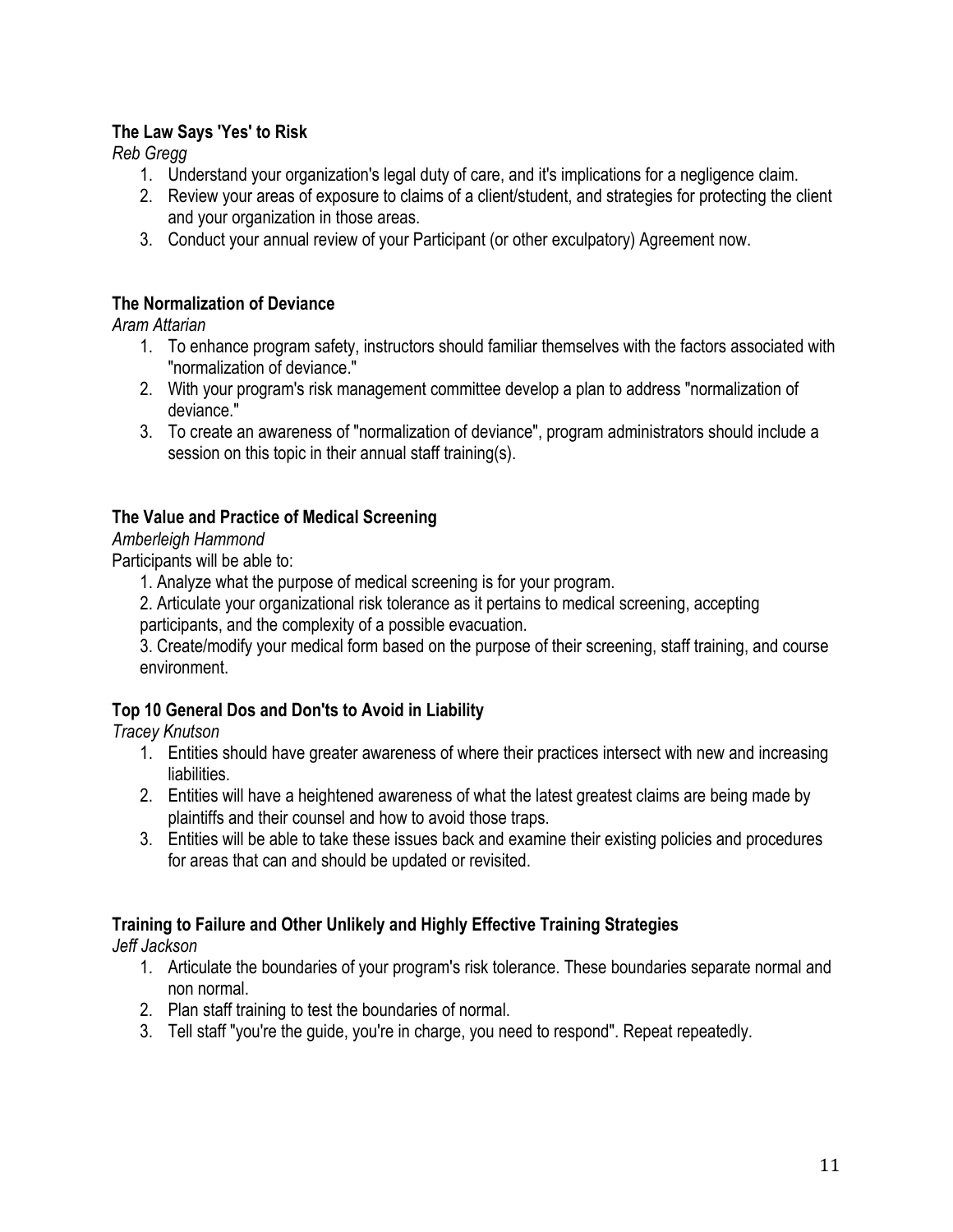**The Law Says 'Yes' to Risk**
*Reb Gregg*

1. Understand your organization's legal duty of care, and it's implications for a negligence claim.
2. Review your areas of exposure to claims of a client/student, and strategies for protecting the client and your organization in those areas.
3. Conduct your annual review of your Participant (or other exculpatory) Agreement now.

**The Normalization of Deviance**
*Aram Attarian*

1. To enhance program safety, instructors should familiar themselves with the factors associated with "normalization of deviance."
2. With your program's risk management committee develop a plan to address "normalization of deviance."
3. To create an awareness of "normalization of deviance", program administrators should include a session on this topic in their annual staff training(s).

**The Value and Practice of Medical Screening**
*Amberleigh Hammond*
Participants will be able to:

1. Analyze what the purpose of medical screening is for your program.
2. Articulate your organizational risk tolerance as it pertains to medical screening, accepting participants, and the complexity of a possible evacuation.
3. Create/modify your medical form based on the purpose of their screening, staff training, and course environment.

**Top 10 General Dos and Don'ts to Avoid in Liability**
*Tracey Knutson*

1. Entities should have greater awareness of where their practices intersect with new and increasing liabilities.
2. Entities will have a heightened awareness of what the latest greatest claims are being made by plaintiffs and their counsel and how to avoid those traps.
3. Entities will be able to take these issues back and examine their existing policies and procedures for areas that can and should be updated or revisited.

**Training to Failure and Other Unlikely and Highly Effective Training Strategies**
*Jeff Jackson*

1. Articulate the boundaries of your program's risk tolerance. These boundaries separate normal and non normal.
2. Plan staff training to test the boundaries of normal.
3. Tell staff "you're the guide, you're in charge, you need to respond". Repeat repeatedly.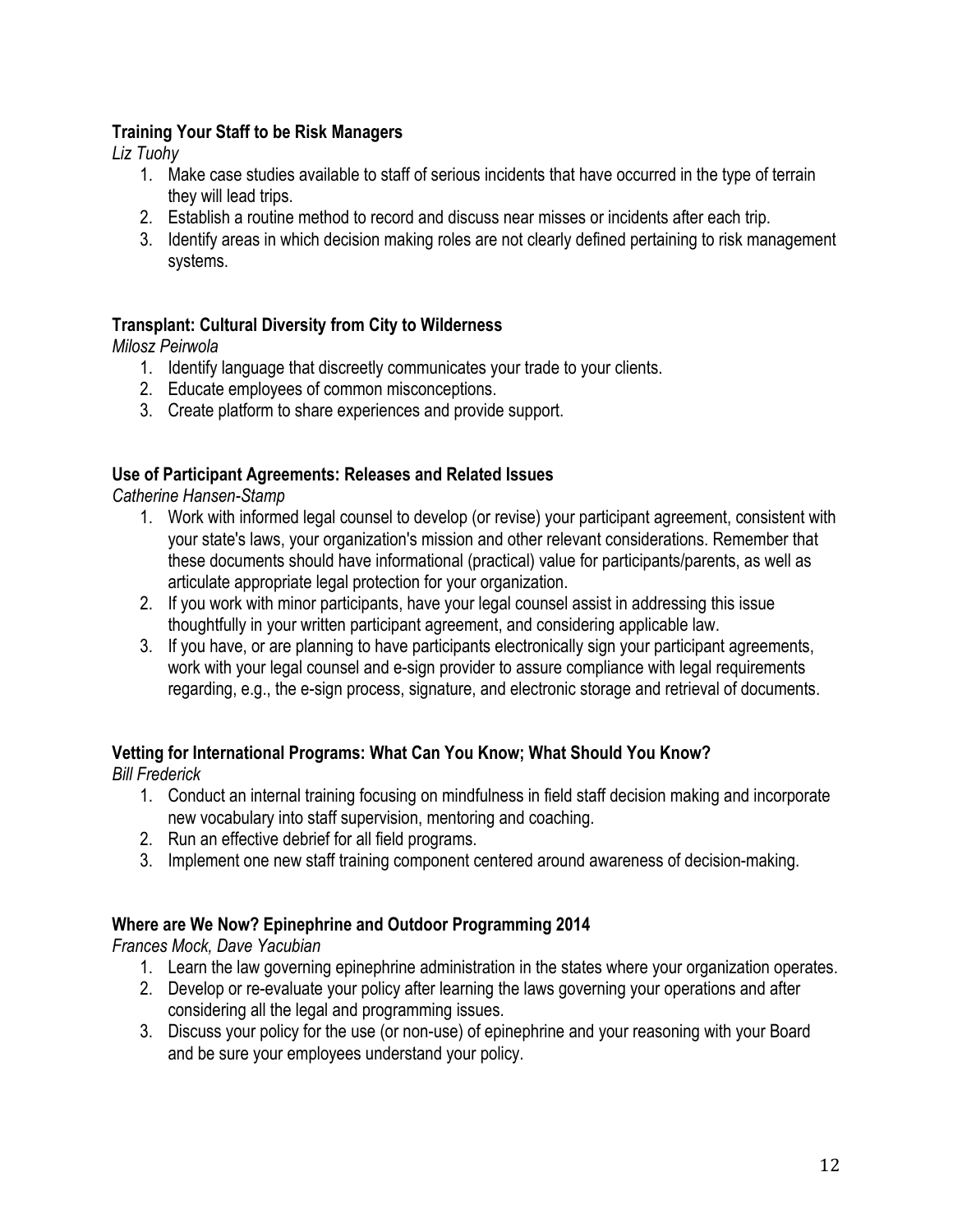**Training Your Staff to be Risk Managers**

*Liz Tuohy*

1. Make case studies available to staff of serious incidents that have occurred in the type of terrain they will lead trips.
2. Establish a routine method to record and discuss near misses or incidents after each trip.
3. Identify areas in which decision making roles are not clearly defined pertaining to risk management systems.

**Transplant: Cultural Diversity from City to Wilderness**

*Milosz Peirwola*

1. Identify language that discreetly communicates your trade to your clients.
2. Educate employees of common misconceptions.
3. Create platform to share experiences and provide support.

**Use of Participant Agreements: Releases and Related Issues**

*Catherine Hansen-Stamp*

1. Work with informed legal counsel to develop (or revise) your participant agreement, consistent with your state's laws, your organization's mission and other relevant considerations. Remember that these documents should have informational (practical) value for participants/parents, as well as articulate appropriate legal protection for your organization.
2. If you work with minor participants, have your legal counsel assist in addressing this issue thoughtfully in your written participant agreement, and considering applicable law.
3. If you have, or are planning to have participants electronically sign your participant agreements, work with your legal counsel and e-sign provider to assure compliance with legal requirements regarding, e.g., the e-sign process, signature, and electronic storage and retrieval of documents.

**Vetting for International Programs: What Can You Know; What Should You Know?**

*Bill Frederick*

1. Conduct an internal training focusing on mindfulness in field staff decision making and incorporate new vocabulary into staff supervision, mentoring and coaching.
2. Run an effective debrief for all field programs.
3. Implement one new staff training component centered around awareness of decision-making.

**Where are We Now? Epinephrine and Outdoor Programming 2014**

*Frances Mock, Dave Yacubian*

1. Learn the law governing epinephrine administration in the states where your organization operates.
2. Develop or re-evaluate your policy after learning the laws governing your operations and after considering all the legal and programming issues.
3. Discuss your policy for the use (or non-use) of epinephrine and your reasoning with your Board and be sure your employees understand your policy.